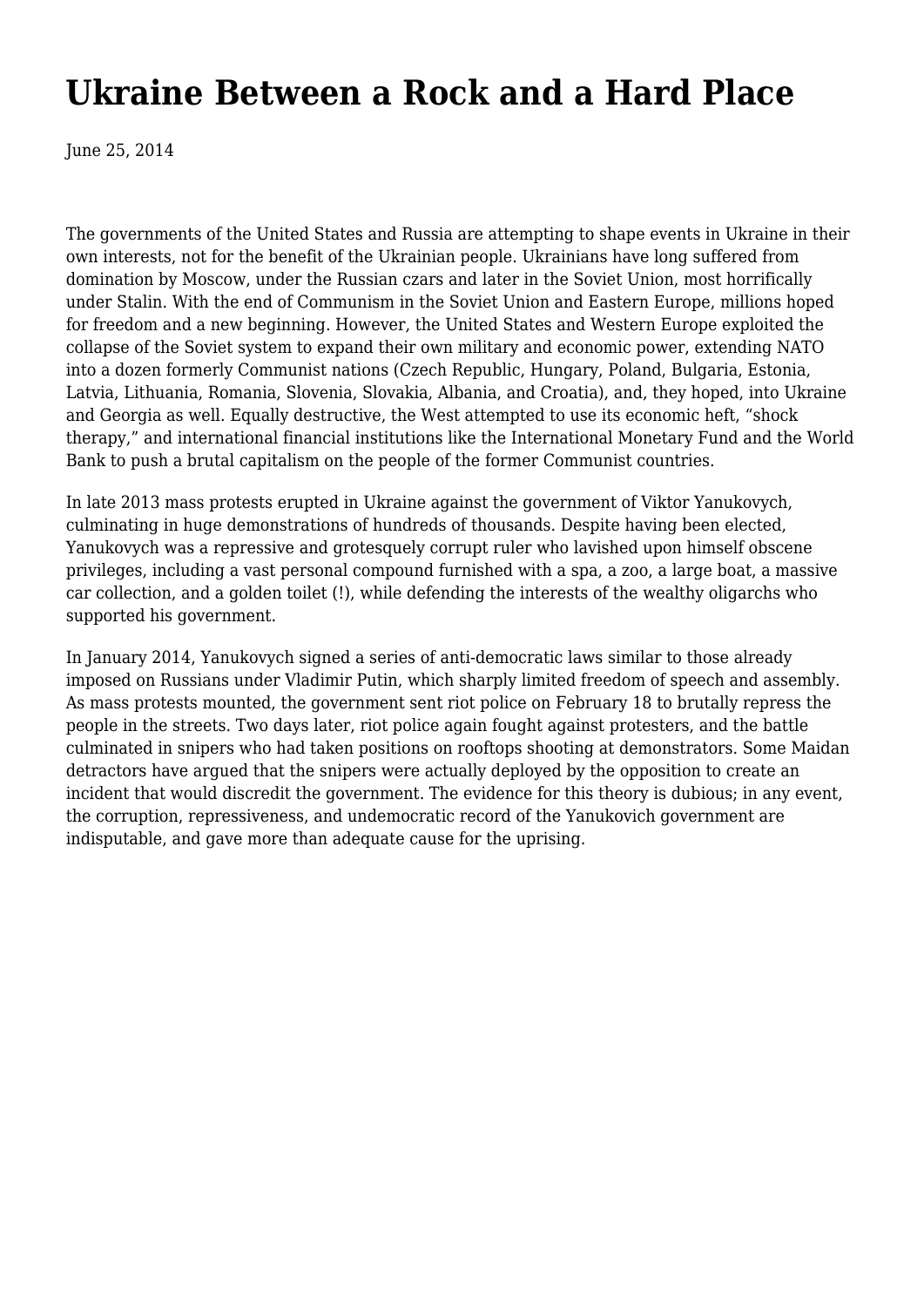# Ukraine Between a Rock and a Hard Place

June 25, 2014

The governments of the United States and Russia are attempting to shape events in Ukraine in their own interests, not for the benefit of the Ukrainian people. Ukrainians have long suffered from domination by Moscow, under the Russian czars and later in the Soviet Union, most horrifically under Stalin. With the end of Communism in the Soviet Union and Eastern Europe, millions hoped for freedom and a new beginning. However, the United States and Western Europe exploited the collapse of the Soviet system to expand their own military and economic power, extending NATO into a dozen formerly Communist nations (Czech Republic, Hungary, Poland, Bulgaria, Estonia, Latvia, Lithuania, Romania, Slovenia, Slovakia, Albania, and Croatia), and, they hoped, into Ukraine and Georgia as well. Equally destructive, the West attempted to use its economic heft, "shock therapy," and international financial institutions like the International Monetary Fund and the World Bank to push a brutal capitalism on the people of the former Communist countries.

In late 2013 mass protests erupted in Ukraine against the government of Viktor Yanukovych, culminating in huge demonstrations of hundreds of thousands. Despite having been elected, Yanukovych was a repressive and grotesquely corrupt ruler who lavished upon himself obscene privileges, including a vast personal compound furnished with a spa, a zoo, a large boat, a massive car collection, and a golden toilet (!), while defending the interests of the wealthy oligarchs who supported his government.

In January 2014, Yanukovych signed a series of anti-democratic laws similar to those already imposed on Russians under Vladimir Putin, which sharply limited freedom of speech and assembly. As mass protests mounted, the government sent riot police on February 18 to brutally repress the people in the streets. Two days later, riot police again fought against protesters, and the battle culminated in snipers who had taken positions on rooftops shooting at demonstrators. Some Maidan detractors have argued that the snipers were actually deployed by the opposition to create an incident that would discredit the government. The evidence for this theory is dubious; in any event, the corruption, repressiveness, and undemocratic record of the Yanukovich government are indisputable, and gave more than adequate cause for the uprising.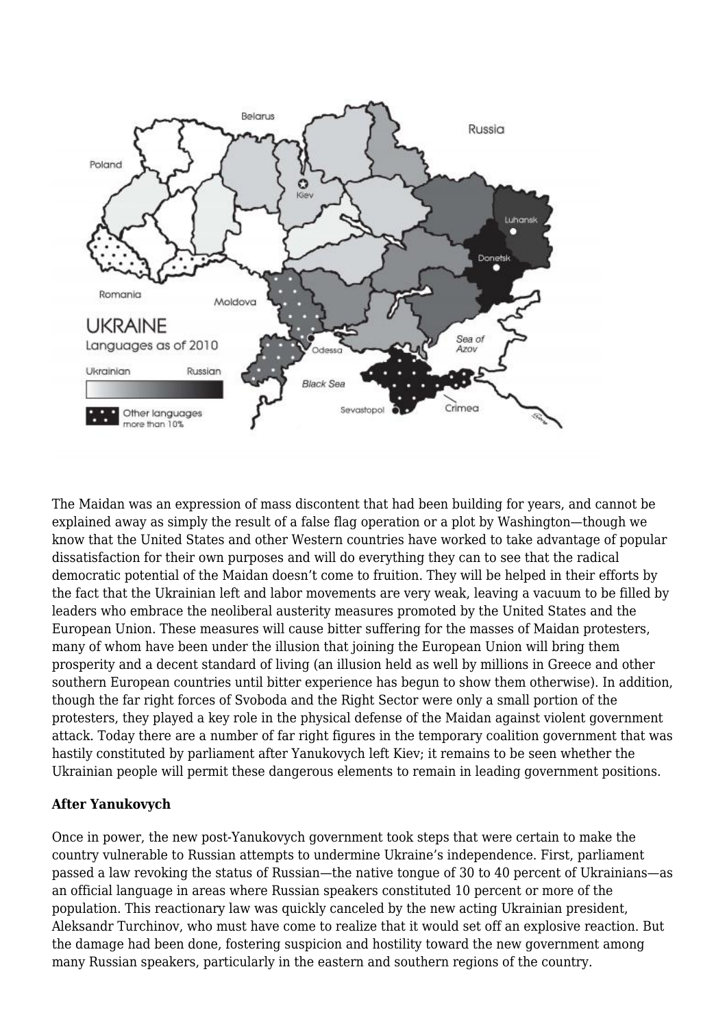The Maidan was an expression of mass discontent that had been building for years, and cannot be explained away as simply the result of a false flag operation or a plot by Washington—though we know that the United States and other Western countries have worked to take advantage of popular dissatisfaction for their own purposes and will do everything they can to see that the radical democratic potential of the Maidan doesn't come to fruition. They will be helped in their efforts by the fact that the Ukrainian left and labor movements are very weak, leaving a vacuum to be filled by leaders who embrace the neoliberal austerity measures promoted by the United States and the European Union. These measures will cause bitter suffering for the masses of Maidan protesters, many of whom have been under the illusion that joining the European Union will bring them prosperity and a decent standard of living (an illusion held as well by millions in Greece and other southern European countries until bitter experience has begun to show them otherwise). In addition, though the far right forces of Svoboda and the Right Sector were only a small portion of the protesters, they played a key role in the physical defense of the Maidan against violent government attack. Today there are a number of far right figures in the temporary coalition government that was hastily constituted by parliament after Yanukovych left Kiev; it remains to be seen whether the Ukrainian people will permit these dangerous elements to remain in leading government positions.

**After Yanukovych**

Once in power, the new post-Yanukovych government took steps that were certain to make the country vulnerable to Russian attempts to undermine Ukraine's independence. First, parliament passed a law revoking the status of Russian—the native tongue of 30 to 40 percent of Ukrainians—as an official language in areas where Russian speakers constituted 10 percent or more of the population. This reactionary law was quickly canceled by the new acting Ukrainian president, Aleksandr Turchinov, who must have come to realize that it would set off an explosive reaction. But the damage had been done, fostering suspicion and hostility toward the new government among many Russian speakers, particularly in the eastern and southern regions of the country.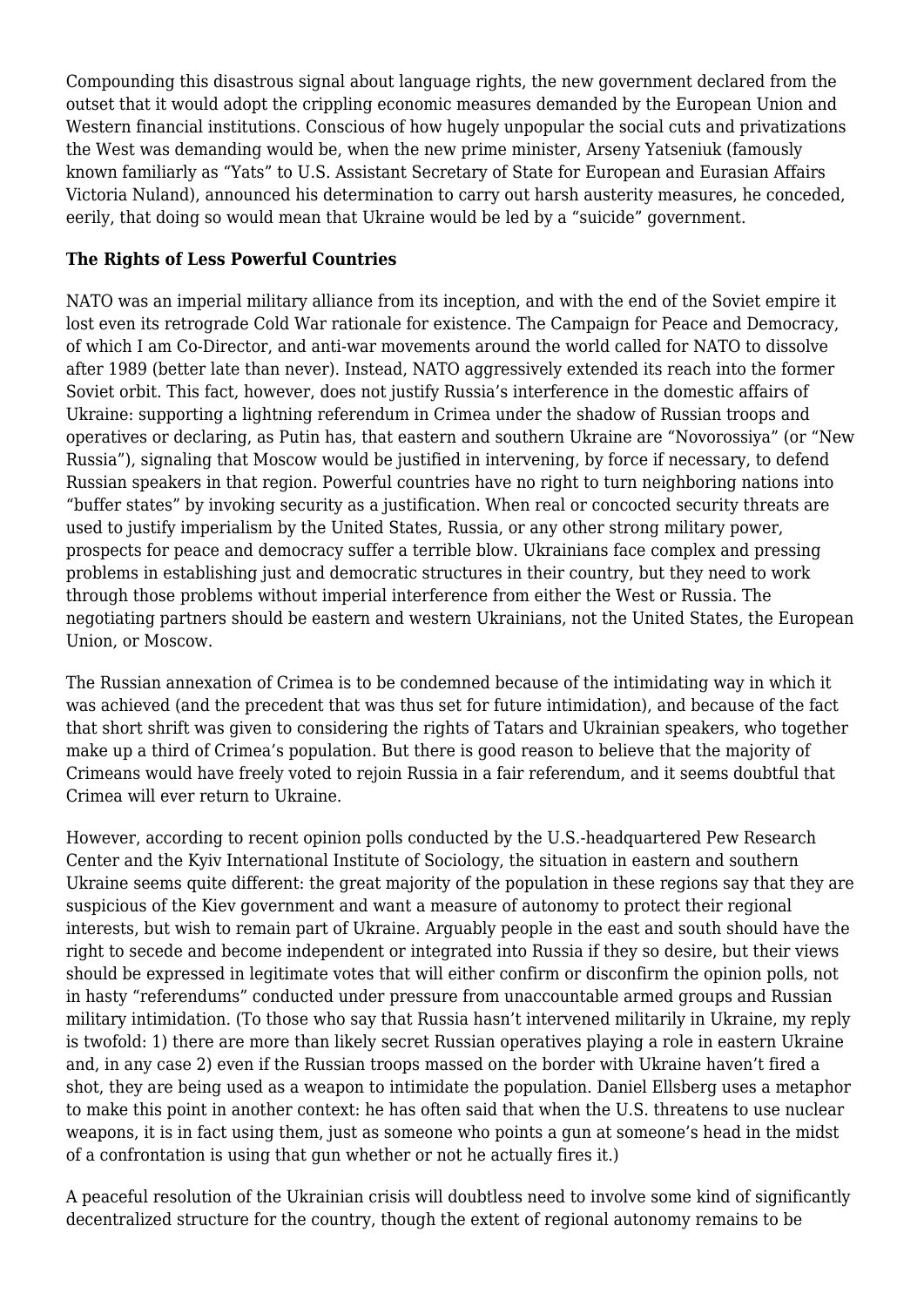Compounding this disastrous signal about language rights, the new government declared from the outset that it would adopt the crippling economic measures demanded by the European Union and Western financial institutions. Conscious of how hugely unpopular the social cuts and privatizations the West was demanding would be, when the new prime minister, Arseny Yatseniuk (famously known familiarly as "Yats" to U.S. Assistant Secretary of State for European and Eurasian Affairs Victoria Nuland), announced his determination to carry out harsh austerity measures, he conceded, eerily, that doing so would mean that Ukraine would be led by a "suicide" government.

**The Rights of Less Powerful Countries**

NATO was an imperial military alliance from its inception, and with the end of the Soviet empire it lost even its retrograde Cold War rationale for existence. The Campaign for Peace and Democracy, of which I am Co-Director, and anti-war movements around the world called for NATO to dissolve after 1989 (better late than never). Instead, NATO aggressively extended its reach into the former Soviet orbit. This fact, however, does not justify Russia's interference in the domestic affairs of Ukraine: supporting a lightning referendum in Crimea under the shadow of Russian troops and operatives or declaring, as Putin has, that eastern and southern Ukraine are "Novorossiya" (or "New Russia"), signaling that Moscow would be justified in intervening, by force if necessary, to defend Russian speakers in that region. Powerful countries have no right to turn neighboring nations into "buffer states" by invoking security as a justification. When real or concocted security threats are used to justify imperialism by the United States, Russia, or any other strong military power, prospects for peace and democracy suffer a terrible blow. Ukrainians face complex and pressing problems in establishing just and democratic structures in their country, but they need to work through those problems without imperial interference from either the West or Russia. The negotiating partners should be eastern and western Ukrainians, not the United States, the European Union, or Moscow.

The Russian annexation of Crimea is to be condemned because of the intimidating way in which it was achieved (and the precedent that was thus set for future intimidation), and because of the fact that short shrift was given to considering the rights of Tatars and Ukrainian speakers, who together make up a third of Crimea's population. But there is good reason to believe that the majority of Crimeans would have freely voted to rejoin Russia in a fair referendum, and it seems doubtful that Crimea will ever return to Ukraine.

However, according to recent opinion polls conducted by the U.S.-headquartered Pew Research Center and the Kyiv International Institute of Sociology, the situation in eastern and southern Ukraine seems quite different: the great majority of the population in these regions say that they are suspicious of the Kiev government and want a measure of autonomy to protect their regional interests, but wish to remain part of Ukraine. Arguably people in the east and south should have the right to secede and become independent or integrated into Russia if they so desire, but their views should be expressed in legitimate votes that will either confirm or disconfirm the opinion polls, not in hasty "referendums" conducted under pressure from unaccountable armed groups and Russian military intimidation. (To those who say that Russia hasn't intervened militarily in Ukraine, my reply is twofold: 1) there are more than likely secret Russian operatives playing a role in eastern Ukraine and, in any case 2) even if the Russian troops massed on the border with Ukraine haven't fired a shot, they are being used as a weapon to intimidate the population. Daniel Ellsberg uses a metaphor to make this point in another context: he has often said that when the U.S. threatens to use nuclear weapons, it is in fact using them, just as someone who points a gun at someone's head in the midst of a confrontation is using that gun whether or not he actually fires it.)

A peaceful resolution of the Ukrainian crisis will doubtless need to involve some kind of significantly decentralized structure for the country, though the extent of regional autonomy remains to be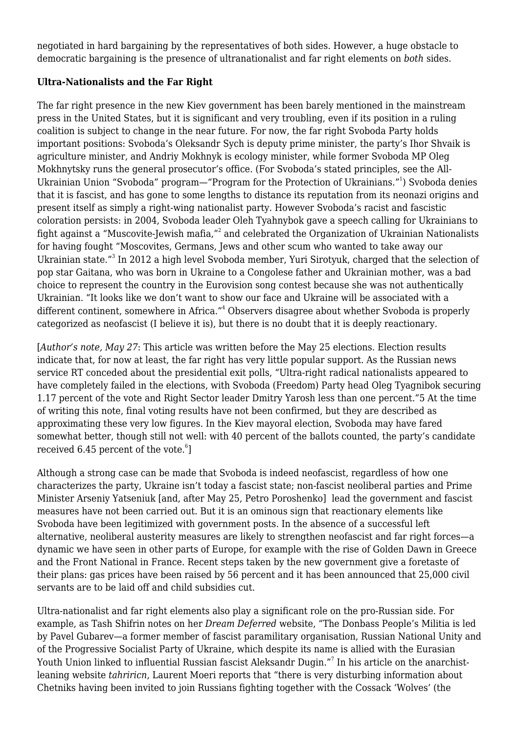negotiated in hard bargaining by the representatives of both sides. However, a huge obstacle to democratic bargaining is the presence of ultranationalist and far right elements on *both* sides.

**Ultra-Nationalists and the Far Right**

The far right presence in the new Kiev government has been barely mentioned in the mainstream press in the United States, but it is significant and very troubling, even if its position in a ruling coalition is subject to change in the near future. For now, the far right Svoboda Party holds important positions: Svoboda's Oleksandr Sych is deputy prime minister, the party's Ihor Shvaik is agriculture minister, and Andriy Mokhnyk is ecology minister, while former Svoboda MP Oleg Mokhnytsky runs the general prosecutor's office. (For Svoboda's stated principles, see the All-Ukrainian Union "Svoboda" program—"Program for the Protection of Ukrainians."[1]) Svoboda denies that it is fascist, and has gone to some lengths to distance its reputation from its neonazi origins and present itself as simply a right-wing nationalist party. However Svoboda's racist and fascistic coloration persists: in 2004, Svoboda leader Oleh Tyahnybok gave a speech calling for Ukrainians to fight against a "Muscovite-Jewish mafia,"[2] and celebrated the Organization of Ukrainian Nationalists for having fought "Moscovites, Germans, Jews and other scum who wanted to take away our Ukrainian state."[3] In 2012 a high level Svoboda member, Yuri Sirotyuk, charged that the selection of pop star Gaitana, who was born in Ukraine to a Congolese father and Ukrainian mother, was a bad choice to represent the country in the Eurovision song contest because she was not authentically Ukrainian. "It looks like we don't want to show our face and Ukraine will be associated with a different continent, somewhere in Africa."[4] Observers disagree about whether Svoboda is properly categorized as neofascist (I believe it is), but there is no doubt that it is deeply reactionary.

[*Author's note, May 27*: This article was written before the May 25 elections. Election results indicate that, for now at least, the far right has very little popular support. As the Russian news service RT conceded about the presidential exit polls, "Ultra-right radical nationalists appeared to have completely failed in the elections, with Svoboda (Freedom) Party head Oleg Tyagnibok securing 1.17 percent of the vote and Right Sector leader Dmitry Yarosh less than one percent."5 At the time of writing this note, final voting results have not been confirmed, but they are described as approximating these very low figures. In the Kiev mayoral election, Svoboda may have fared somewhat better, though still not well: with 40 percent of the ballots counted, the party's candidate received 6.45 percent of the vote.[6]]

Although a strong case can be made that Svoboda is indeed neofascist, regardless of how one characterizes the party, Ukraine isn't today a fascist state; non-fascist neoliberal parties and Prime Minister Arseniy Yatseniuk [and, after May 25, Petro Poroshenko] lead the government and fascist measures have not been carried out. But it is an ominous sign that reactionary elements like Svoboda have been legitimized with government posts. In the absence of a successful left alternative, neoliberal austerity measures are likely to strengthen neofascist and far right forces—a dynamic we have seen in other parts of Europe, for example with the rise of Golden Dawn in Greece and the Front National in France. Recent steps taken by the new government give a foretaste of their plans: gas prices have been raised by 56 percent and it has been announced that 25,000 civil servants are to be laid off and child subsidies cut.

Ultra-nationalist and far right elements also play a significant role on the pro-Russian side. For example, as Tash Shifrin notes on her *Dream Deferred* website, "The Donbass People's Militia is led by Pavel Gubarev—a former member of fascist paramilitary organisation, Russian National Unity and of the Progressive Socialist Party of Ukraine, which despite its name is allied with the Eurasian Youth Union linked to influential Russian fascist Aleksandr Dugin."[7] In his article on the anarchist-leaning website *tahriricn*, Laurent Moeri reports that "there is very disturbing information about Chetniks having been invited to join Russians fighting together with the Cossack 'Wolves' (the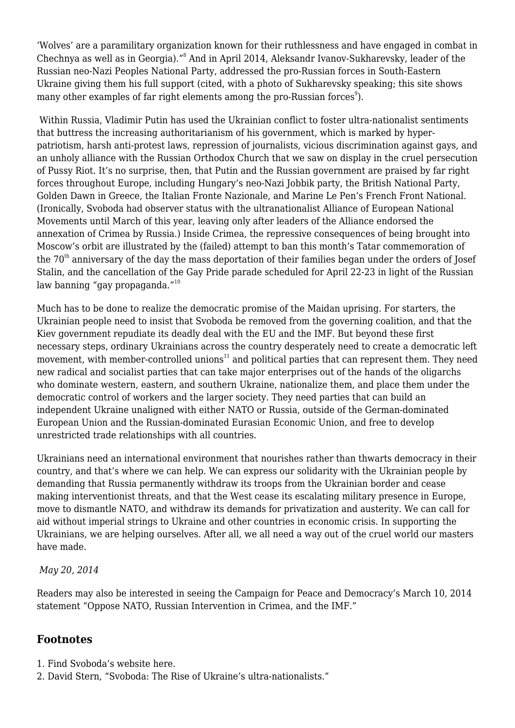'Wolves' are a paramilitary organization known for their ruthlessness and have engaged in combat in Chechnya as well as in Georgia)."[8] And in April 2014, Aleksandr Ivanov-Sukharevsky, leader of the Russian neo-Nazi Peoples National Party, addressed the pro-Russian forces in South-Eastern Ukraine giving them his full support (cited, with a photo of Sukharevsky speaking; this site shows many other examples of far right elements among the pro-Russian forces[9]).

Within Russia, Vladimir Putin has used the Ukrainian conflict to foster ultra-nationalist sentiments that buttress the increasing authoritarianism of his government, which is marked by hyper-patriotism, harsh anti-protest laws, repression of journalists, vicious discrimination against gays, and an unholy alliance with the Russian Orthodox Church that we saw on display in the cruel persecution of Pussy Riot. It's no surprise, then, that Putin and the Russian government are praised by far right forces throughout Europe, including Hungary's neo-Nazi Jobbik party, the British National Party, Golden Dawn in Greece, the Italian Fronte Nazionale, and Marine Le Pen's French Front National. (Ironically, Svoboda had observer status with the ultranationalist Alliance of European National Movements until March of this year, leaving only after leaders of the Alliance endorsed the annexation of Crimea by Russia.) Inside Crimea, the repressive consequences of being brought into Moscow's orbit are illustrated by the (failed) attempt to ban this month's Tatar commemoration of the 70th anniversary of the day the mass deportation of their families began under the orders of Josef Stalin, and the cancellation of the Gay Pride parade scheduled for April 22-23 in light of the Russian law banning "gay propaganda."[10]

Much has to be done to realize the democratic promise of the Maidan uprising. For starters, the Ukrainian people need to insist that Svoboda be removed from the governing coalition, and that the Kiev government repudiate its deadly deal with the EU and the IMF. But beyond these first necessary steps, ordinary Ukrainians across the country desperately need to create a democratic left movement, with member-controlled unions[11] and political parties that can represent them. They need new radical and socialist parties that can take major enterprises out of the hands of the oligarchs who dominate western, eastern, and southern Ukraine, nationalize them, and place them under the democratic control of workers and the larger society. They need parties that can build an independent Ukraine unaligned with either NATO or Russia, outside of the German-dominated European Union and the Russian-dominated Eurasian Economic Union, and free to develop unrestricted trade relationships with all countries.

Ukrainians need an international environment that nourishes rather than thwarts democracy in their country, and that's where we can help. We can express our solidarity with the Ukrainian people by demanding that Russia permanently withdraw its troops from the Ukrainian border and cease making interventionist threats, and that the West cease its escalating military presence in Europe, move to dismantle NATO, and withdraw its demands for privatization and austerity. We can call for aid without imperial strings to Ukraine and other countries in economic crisis. In supporting the Ukrainians, we are helping ourselves. After all, we all need a way out of the cruel world our masters have made.

*May 20, 2014*

Readers may also be interested in seeing the Campaign for Peace and Democracy's March 10, 2014 statement "Oppose NATO, Russian Intervention in Crimea, and the IMF."

## Footnotes

1. Find Svoboda's website here.
2. David Stern, "Svoboda: The Rise of Ukraine's ultra-nationalists."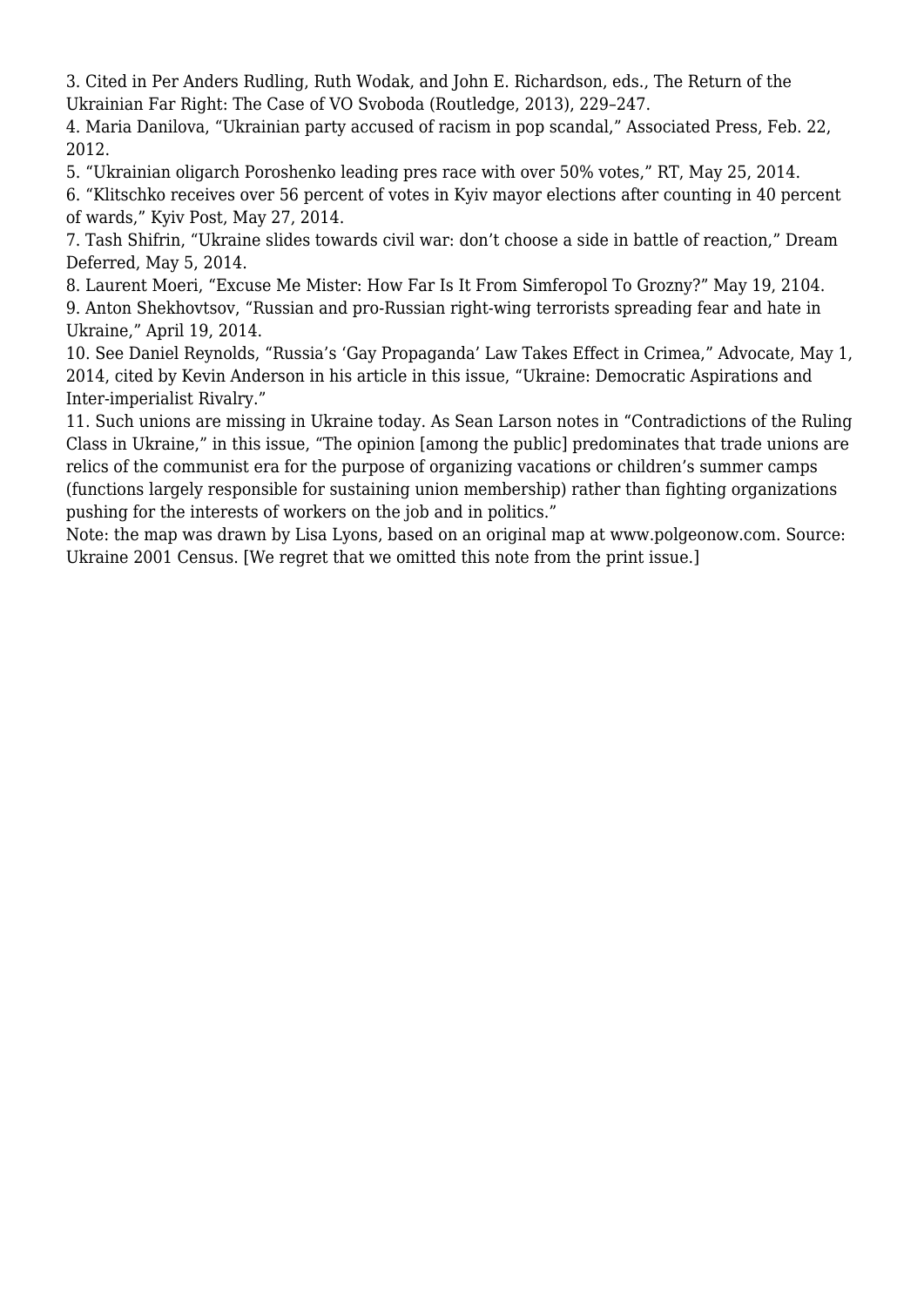3. Cited in Per Anders Rudling, Ruth Wodak, and John E. Richardson, eds., The Return of the Ukrainian Far Right: The Case of VO Svoboda (Routledge, 2013), 229–247.
4. Maria Danilova, “Ukrainian party accused of racism in pop scandal,” Associated Press, Feb. 22, 2012.
5. “Ukrainian oligarch Poroshenko leading pres race with over 50% votes,” RT, May 25, 2014.
6. “Klitschko receives over 56 percent of votes in Kyiv mayor elections after counting in 40 percent of wards,” Kyiv Post, May 27, 2014.
7. Tash Shifrin, “Ukraine slides towards civil war: don’t choose a side in battle of reaction,” Dream Deferred, May 5, 2014.
8. Laurent Moeri, “Excuse Me Mister: How Far Is It From Simferopol To Grozny?” May 19, 2104.
9. Anton Shekhovtsov, “Russian and pro-Russian right-wing terrorists spreading fear and hate in Ukraine,” April 19, 2014.
10. See Daniel Reynolds, “Russia’s ‘Gay Propaganda’ Law Takes Effect in Crimea,” Advocate, May 1, 2014, cited by Kevin Anderson in his article in this issue, “Ukraine: Democratic Aspirations and Inter-imperialist Rivalry.”
11. Such unions are missing in Ukraine today. As Sean Larson notes in “Contradictions of the Ruling Class in Ukraine,” in this issue, “The opinion [among the public] predominates that trade unions are relics of the communist era for the purpose of organizing vacations or children’s summer camps (functions largely responsible for sustaining union membership) rather than fighting organizations pushing for the interests of workers on the job and in politics.”

Note: the map was drawn by Lisa Lyons, based on an original map at www.polgeonow.com. Source: Ukraine 2001 Census. [We regret that we omitted this note from the print issue.]